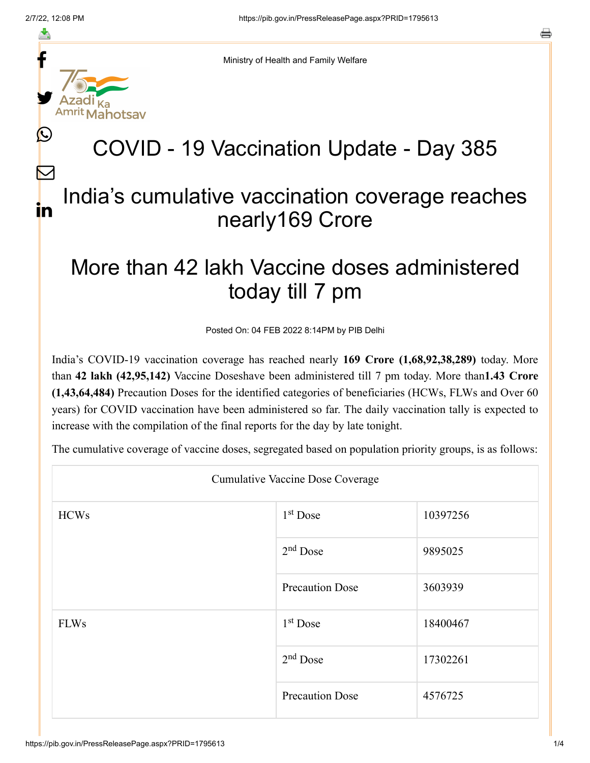Ministry of Health and Family Welfare

# COVID - 19 Vaccination Update - Day 385

## India's cumulative vaccination coverage reaches nearly169 Crore

## More than 42 lakh Vaccine doses administered today till 7 pm

Posted On: 04 FEB 2022 8:14PM by PIB Delhi

India's COVID-19 vaccination coverage has reached nearly **169 Crore (1,68,92,38,289)** today. More than **42 lakh (42,95,142)** Vaccine Doseshave been administered till 7 pm today. More than**1.43 Crore (1,43,64,484)** Precaution Doses for the identified categories of beneficiaries (HCWs, FLWs and Over 60 years) for COVID vaccination have been administered so far. The daily vaccination tally is expected to increase with the compilation of the final reports for the day by late tonight.

The cumulative coverage of vaccine doses, segregated based on population priority groups, is as follows:

| Cumulative Vaccine Dose Coverage | | |
|---|---|---|
| HCWs | 1st Dose | 10397256 |
| | 2nd Dose | 9895025 |
| | Precaution Dose | 3603939 |
| FLWs | 1st Dose | 18400467 |
| | 2nd Dose | 17302261 |
| | Precaution Dose | 4576725 |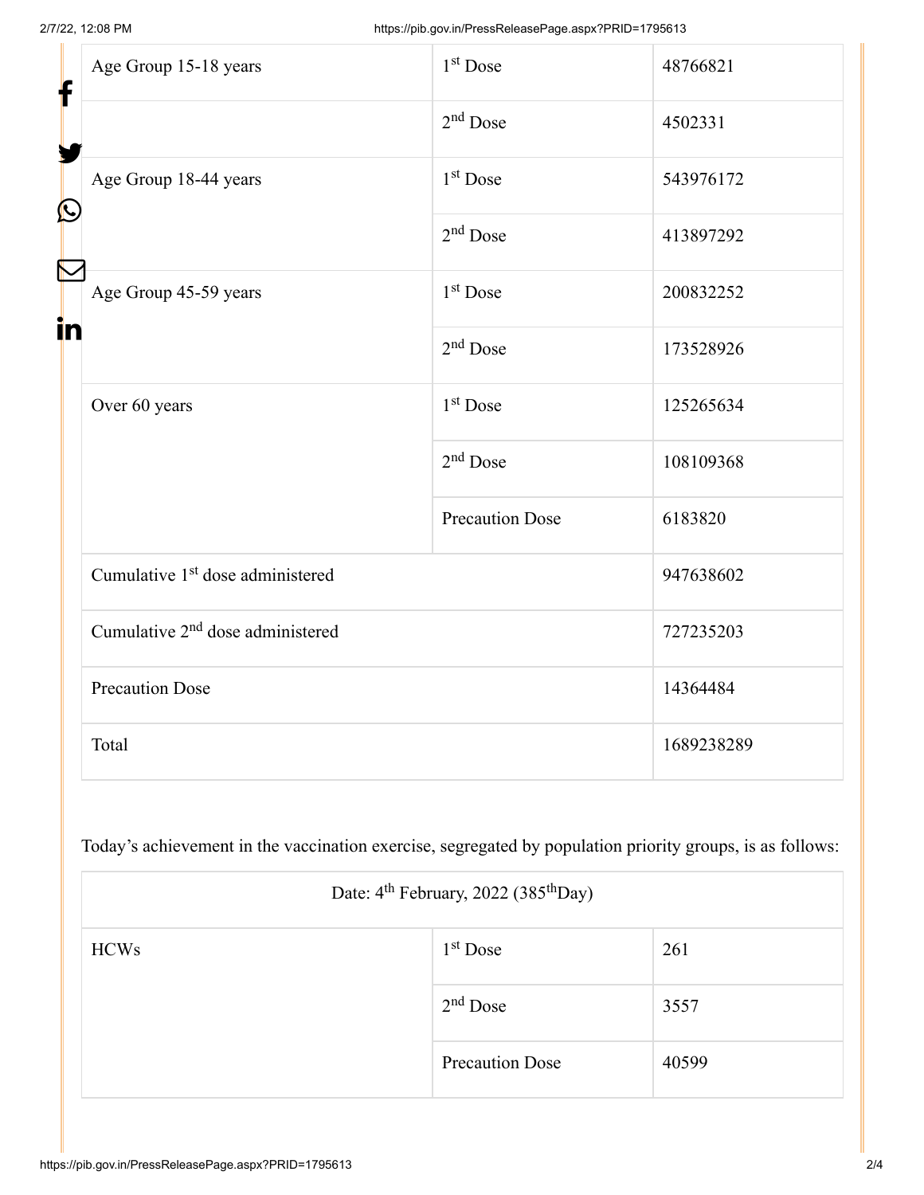| | | |
|---|---|---|
| Age Group 15-18 years | 1st Dose | 48766821 |
| | 2nd Dose | 4502331 |
| Age Group 18-44 years | 1st Dose | 543976172 |
| | 2nd Dose | 413897292 |
| Age Group 45-59 years | 1st Dose | 200832252 |
| | 2nd Dose | 173528926 |
| Over 60 years | 1st Dose | 125265634 |
| | 2nd Dose | 108109368 |
| | Precaution Dose | 6183820 |
| Cumulative 1st dose administered | | 947638602 |
| Cumulative 2nd dose administered | | 727235203 |
| Precaution Dose | | 14364484 |
| Total | | 1689238289 |

Today's achievement in the vaccination exercise, segregated by population priority groups, is as follows:

| Date: 4th February, 2022 (385thDay) | | |
|---|---|---|
| HCWs | 1st Dose | 261 |
| | 2nd Dose | 3557 |
| | Precaution Dose | 40599 |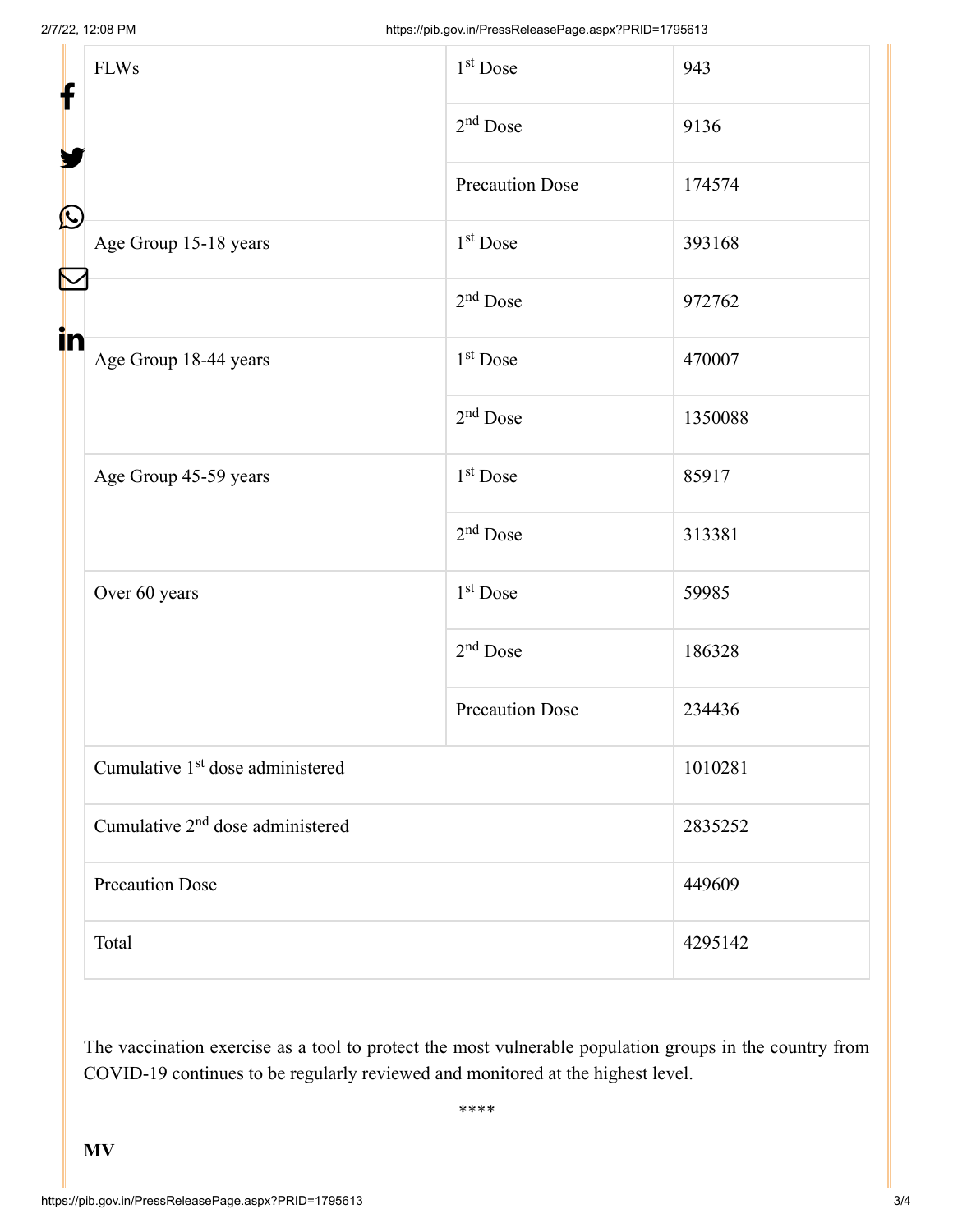| | | |
|---|---|---|
| FLWs | 1st Dose | 943 |
| | 2nd Dose | 9136 |
| | Precaution Dose | 174574 |
| Age Group 15-18 years | 1st Dose | 393168 |
| | 2nd Dose | 972762 |
| Age Group 18-44 years | 1st Dose | 470007 |
| | 2nd Dose | 1350088 |
| Age Group 45-59 years | 1st Dose | 85917 |
| | 2nd Dose | 313381 |
| Over 60 years | 1st Dose | 59985 |
| | 2nd Dose | 186328 |
| | Precaution Dose | 234436 |
| Cumulative 1st dose administered | | 1010281 |
| Cumulative 2nd dose administered | | 2835252 |
| Precaution Dose | | 449609 |
| Total | | 4295142 |

The vaccination exercise as a tool to protect the most vulnerable population groups in the country from COVID-19 continues to be regularly reviewed and monitored at the highest level.

****

**MV**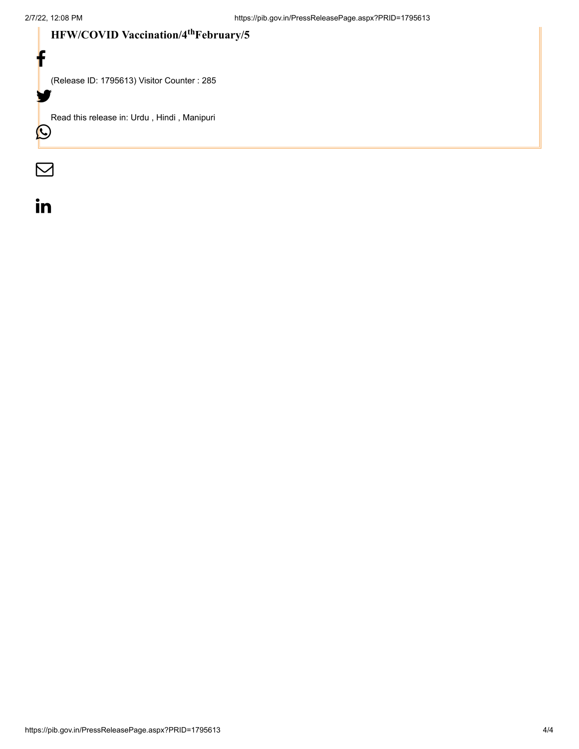**HFW/COVID Vaccination/4$^{th}$February/5**

(Release ID: 1795613) Visitor Counter : 285

Read this release in: Urdu , Hindi , Manipuri